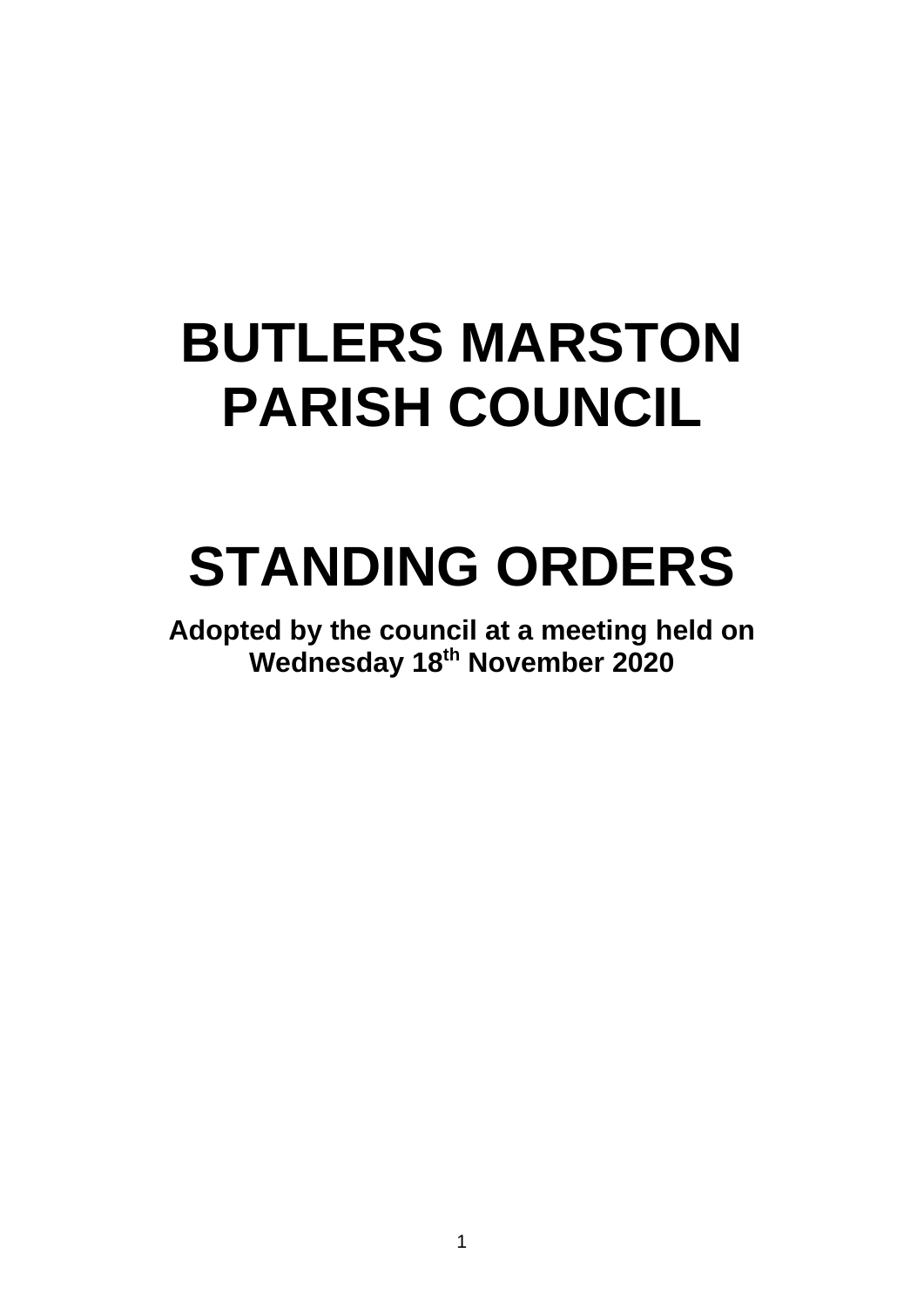# BUTLERS MARSTON PARISH COUNCIL

# STANDING ORDERS

**Adopted by the council at a meeting held on Wednesday 18th November 2020**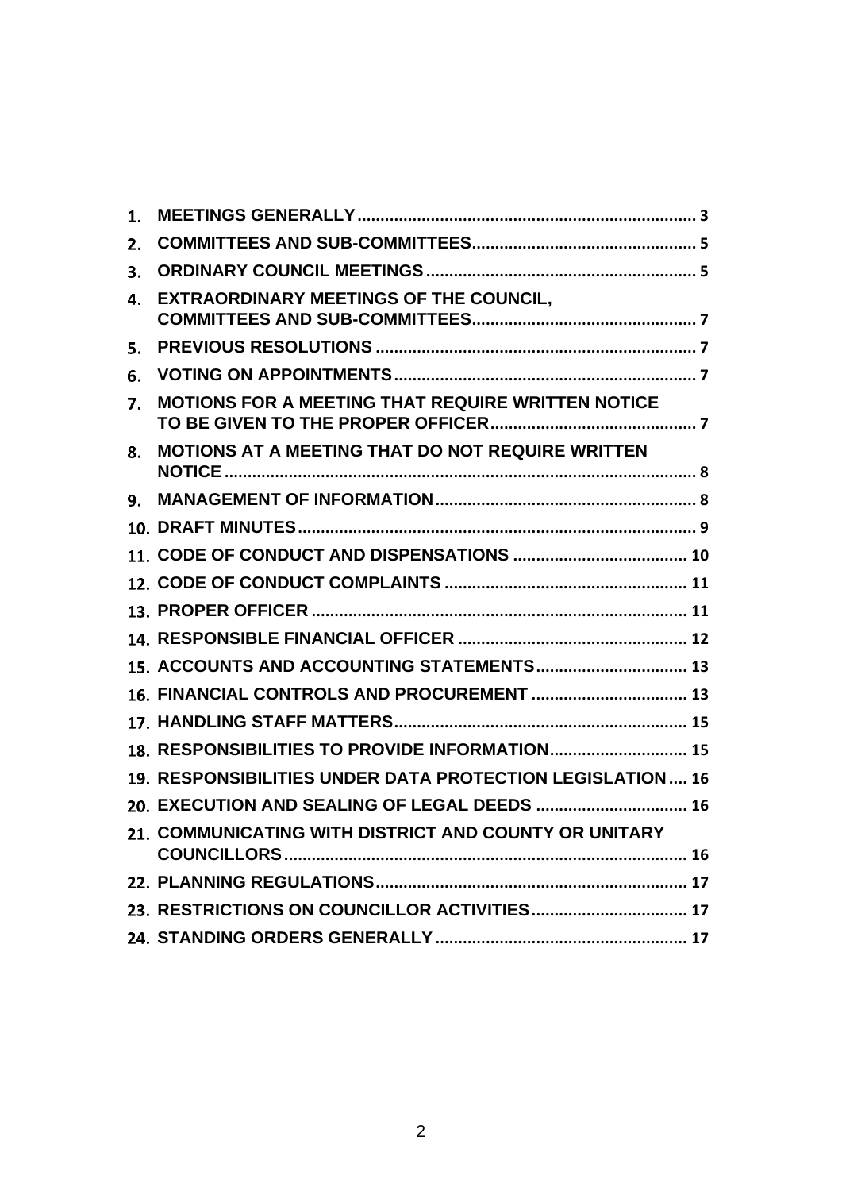1. **MEETINGS GENERALLY** .......... 3
2. **COMMITTEES AND SUB-COMMITTEES** .......... 5
3. **ORDINARY COUNCIL MEETINGS** .......... 5
4. **EXTRAORDINARY MEETINGS OF THE COUNCIL, COMMITTEES AND SUB-COMMITTEES** .......... 7
5. **PREVIOUS RESOLUTIONS** .......... 7
6. **VOTING ON APPOINTMENTS** .......... 7
7. **MOTIONS FOR A MEETING THAT REQUIRE WRITTEN NOTICE TO BE GIVEN TO THE PROPER OFFICER** .......... 7
8. **MOTIONS AT A MEETING THAT DO NOT REQUIRE WRITTEN NOTICE** .......... 8
9. **MANAGEMENT OF INFORMATION** .......... 8
10. **DRAFT MINUTES** .......... 9
11. **CODE OF CONDUCT AND DISPENSATIONS** .......... 10
12. **CODE OF CONDUCT COMPLAINTS** .......... 11
13. **PROPER OFFICER** .......... 11
14. **RESPONSIBLE FINANCIAL OFFICER** .......... 12
15. **ACCOUNTS AND ACCOUNTING STATEMENTS** .......... 13
16. **FINANCIAL CONTROLS AND PROCUREMENT** .......... 13
17. **HANDLING STAFF MATTERS** .......... 15
18. **RESPONSIBILITIES TO PROVIDE INFORMATION** .......... 15
19. **RESPONSIBILITIES UNDER DATA PROTECTION LEGISLATION** .......... 16
20. **EXECUTION AND SEALING OF LEGAL DEEDS** .......... 16
21. **COMMUNICATING WITH DISTRICT AND COUNTY OR UNITARY COUNCILLORS** .......... 16
22. **PLANNING REGULATIONS** .......... 17
23. **RESTRICTIONS ON COUNCILLOR ACTIVITIES** .......... 17
24. **STANDING ORDERS GENERALLY** .......... 17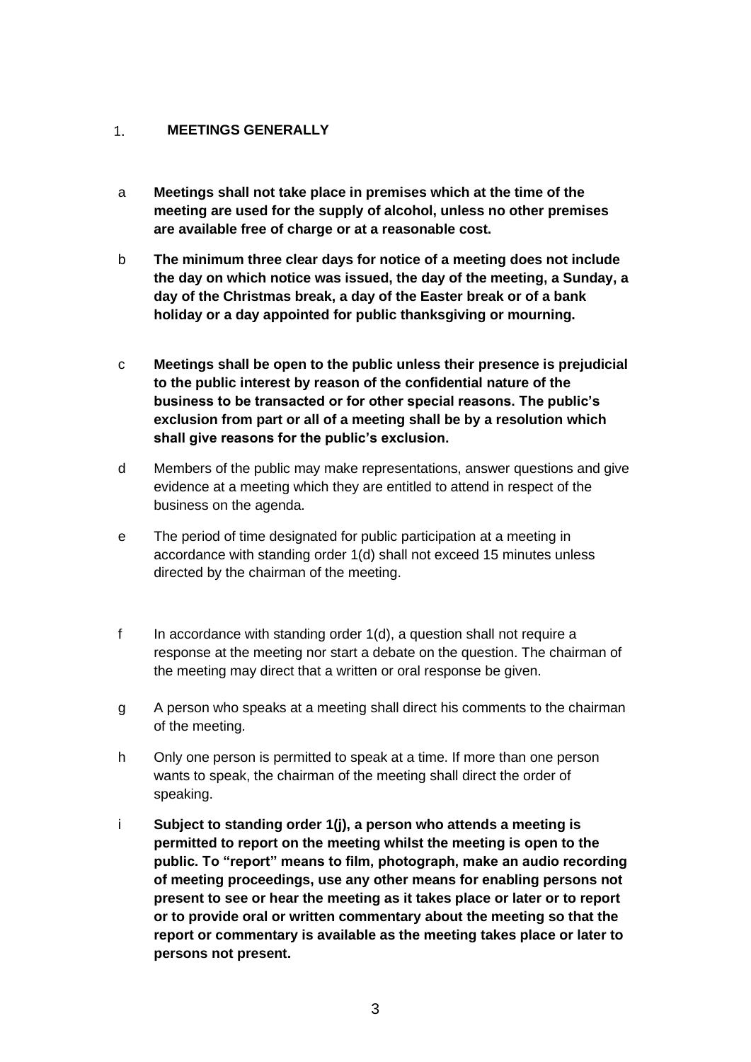## 1. MEETINGS GENERALLY

a **Meetings shall not take place in premises which at the time of the meeting are used for the supply of alcohol, unless no other premises are available free of charge or at a reasonable cost.**

b **The minimum three clear days for notice of a meeting does not include the day on which notice was issued, the day of the meeting, a Sunday, a day of the Christmas break, a day of the Easter break or of a bank holiday or a day appointed for public thanksgiving or mourning.**

c **Meetings shall be open to the public unless their presence is prejudicial to the public interest by reason of the confidential nature of the business to be transacted or for other special reasons. The public's exclusion from part or all of a meeting shall be by a resolution which shall give reasons for the public's exclusion.**

d Members of the public may make representations, answer questions and give evidence at a meeting which they are entitled to attend in respect of the business on the agenda.

e The period of time designated for public participation at a meeting in accordance with standing order 1(d) shall not exceed 15 minutes unless directed by the chairman of the meeting.

f In accordance with standing order 1(d), a question shall not require a response at the meeting nor start a debate on the question. The chairman of the meeting may direct that a written or oral response be given.

g A person who speaks at a meeting shall direct his comments to the chairman of the meeting.

h Only one person is permitted to speak at a time. If more than one person wants to speak, the chairman of the meeting shall direct the order of speaking.

i **Subject to standing order 1(j), a person who attends a meeting is permitted to report on the meeting whilst the meeting is open to the public. To "report" means to film, photograph, make an audio recording of meeting proceedings, use any other means for enabling persons not present to see or hear the meeting as it takes place or later or to report or to provide oral or written commentary about the meeting so that the report or commentary is available as the meeting takes place or later to persons not present.**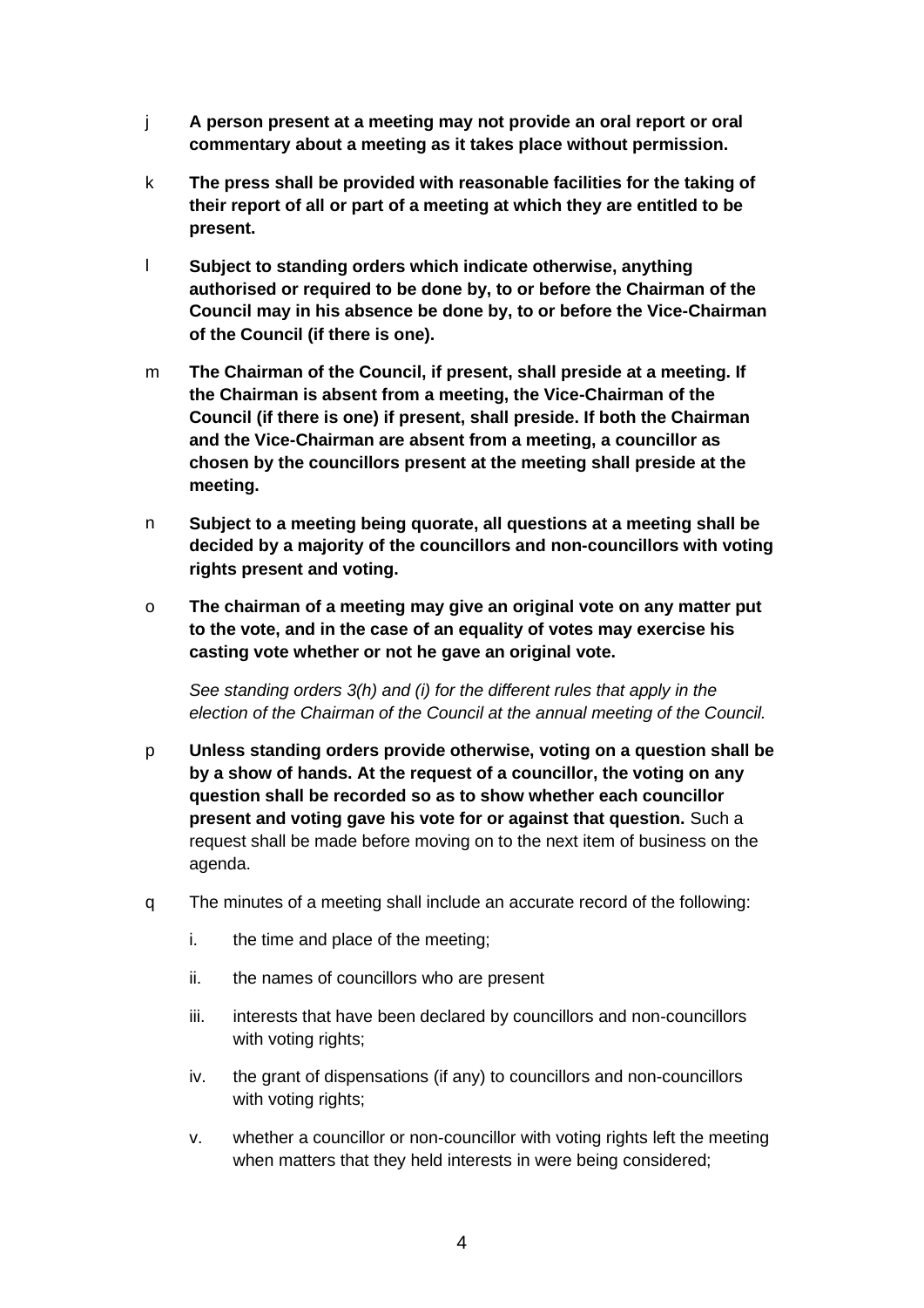j **A person present at a meeting may not provide an oral report or oral commentary about a meeting as it takes place without permission.**

k **The press shall be provided with reasonable facilities for the taking of their report of all or part of a meeting at which they are entitled to be present.**

l **Subject to standing orders which indicate otherwise, anything authorised or required to be done by, to or before the Chairman of the Council may in his absence be done by, to or before the Vice-Chairman of the Council (if there is one).**

m **The Chairman of the Council, if present, shall preside at a meeting. If the Chairman is absent from a meeting, the Vice-Chairman of the Council (if there is one) if present, shall preside. If both the Chairman and the Vice-Chairman are absent from a meeting, a councillor as chosen by the councillors present at the meeting shall preside at the meeting.**

n **Subject to a meeting being quorate, all questions at a meeting shall be decided by a majority of the councillors and non-councillors with voting rights present and voting.**

o **The chairman of a meeting may give an original vote on any matter put to the vote, and in the case of an equality of votes may exercise his casting vote whether or not he gave an original vote.**

*See standing orders 3(h) and (i) for the different rules that apply in the election of the Chairman of the Council at the annual meeting of the Council.*

p **Unless standing orders provide otherwise, voting on a question shall be by a show of hands. At the request of a councillor, the voting on any question shall be recorded so as to show whether each councillor present and voting gave his vote for or against that question.** Such a request shall be made before moving on to the next item of business on the agenda.

q The minutes of a meeting shall include an accurate record of the following:

i. the time and place of the meeting;

ii. the names of councillors who are present

iii. interests that have been declared by councillors and non-councillors with voting rights;

iv. the grant of dispensations (if any) to councillors and non-councillors with voting rights;

v. whether a councillor or non-councillor with voting rights left the meeting when matters that they held interests in were being considered;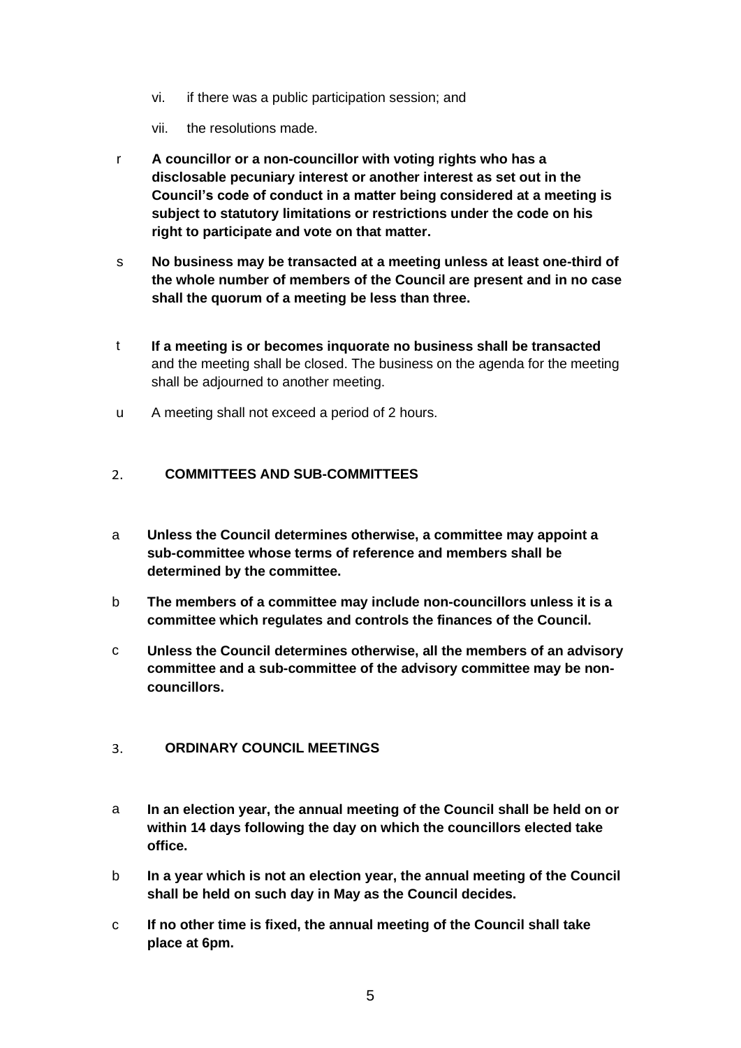vi. if there was a public participation session; and

vii. the resolutions made.

r **A councillor or a non-councillor with voting rights who has a disclosable pecuniary interest or another interest as set out in the Council's code of conduct in a matter being considered at a meeting is subject to statutory limitations or restrictions under the code on his right to participate and vote on that matter.**

s **No business may be transacted at a meeting unless at least one-third of the whole number of members of the Council are present and in no case shall the quorum of a meeting be less than three.**

t **If a meeting is or becomes inquorate no business shall be transacted** and the meeting shall be closed. The business on the agenda for the meeting shall be adjourned to another meeting.

u A meeting shall not exceed a period of 2 hours.

## 2. COMMITTEES AND SUB-COMMITTEES

a **Unless the Council determines otherwise, a committee may appoint a sub-committee whose terms of reference and members shall be determined by the committee.**

b **The members of a committee may include non-councillors unless it is a committee which regulates and controls the finances of the Council.**

c **Unless the Council determines otherwise, all the members of an advisory committee and a sub-committee of the advisory committee may be non-councillors.**

## 3. ORDINARY COUNCIL MEETINGS

a **In an election year, the annual meeting of the Council shall be held on or within 14 days following the day on which the councillors elected take office.**

b **In a year which is not an election year, the annual meeting of the Council shall be held on such day in May as the Council decides.**

c **If no other time is fixed, the annual meeting of the Council shall take place at 6pm.**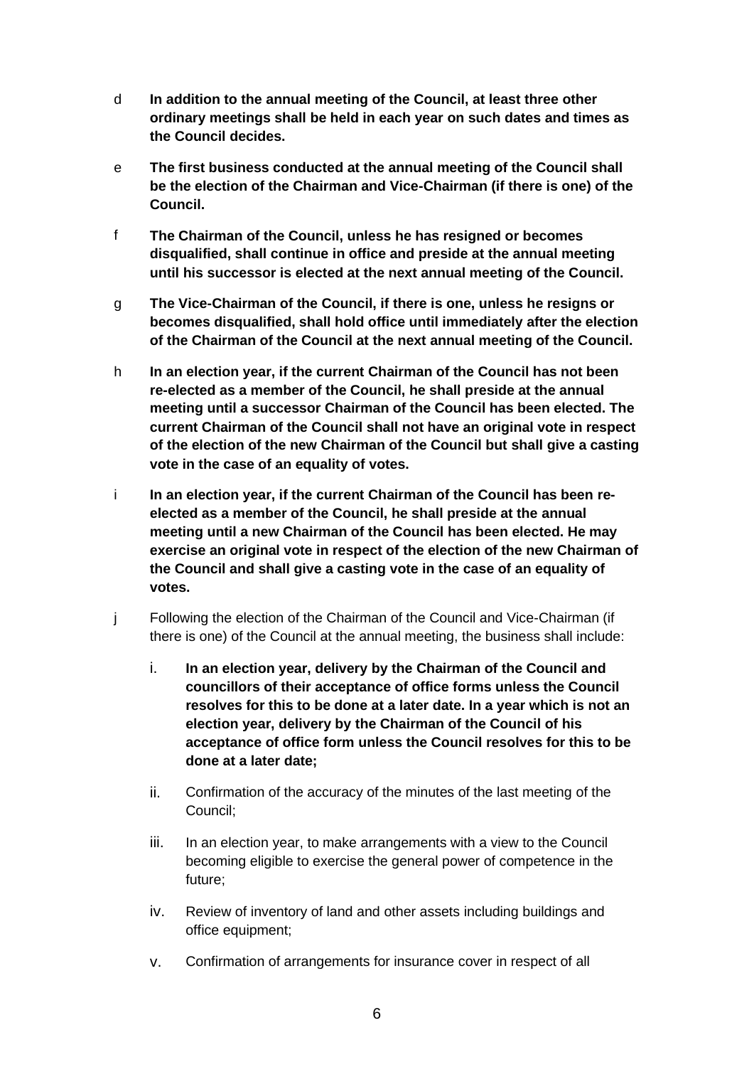d **In addition to the annual meeting of the Council, at least three other ordinary meetings shall be held in each year on such dates and times as the Council decides.**

e **The first business conducted at the annual meeting of the Council shall be the election of the Chairman and Vice-Chairman (if there is one) of the Council.**

f **The Chairman of the Council, unless he has resigned or becomes disqualified, shall continue in office and preside at the annual meeting until his successor is elected at the next annual meeting of the Council.**

g **The Vice-Chairman of the Council, if there is one, unless he resigns or becomes disqualified, shall hold office until immediately after the election of the Chairman of the Council at the next annual meeting of the Council.**

h **In an election year, if the current Chairman of the Council has not been re-elected as a member of the Council, he shall preside at the annual meeting until a successor Chairman of the Council has been elected. The current Chairman of the Council shall not have an original vote in respect of the election of the new Chairman of the Council but shall give a casting vote in the case of an equality of votes.**

i **In an election year, if the current Chairman of the Council has been re-elected as a member of the Council, he shall preside at the annual meeting until a new Chairman of the Council has been elected. He may exercise an original vote in respect of the election of the new Chairman of the Council and shall give a casting vote in the case of an equality of votes.**

j Following the election of the Chairman of the Council and Vice-Chairman (if there is one) of the Council at the annual meeting, the business shall include:

  i. **In an election year, delivery by the Chairman of the Council and councillors of their acceptance of office forms unless the Council resolves for this to be done at a later date. In a year which is not an election year, delivery by the Chairman of the Council of his acceptance of office form unless the Council resolves for this to be done at a later date;**

  ii. Confirmation of the accuracy of the minutes of the last meeting of the Council;

  iii. In an election year, to make arrangements with a view to the Council becoming eligible to exercise the general power of competence in the future;

  iv. Review of inventory of land and other assets including buildings and office equipment;

  v. Confirmation of arrangements for insurance cover in respect of all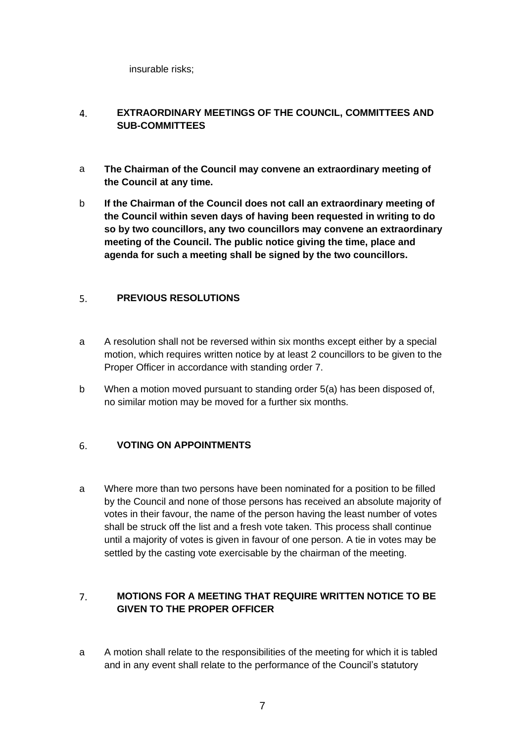insurable risks;

## 4. EXTRAORDINARY MEETINGS OF THE COUNCIL, COMMITTEES AND SUB-COMMITTEES

a **The Chairman of the Council may convene an extraordinary meeting of the Council at any time.**

b **If the Chairman of the Council does not call an extraordinary meeting of the Council within seven days of having been requested in writing to do so by two councillors, any two councillors may convene an extraordinary meeting of the Council. The public notice giving the time, place and agenda for such a meeting shall be signed by the two councillors.**

## 5. PREVIOUS RESOLUTIONS

a A resolution shall not be reversed within six months except either by a special motion, which requires written notice by at least 2 councillors to be given to the Proper Officer in accordance with standing order 7.

b When a motion moved pursuant to standing order 5(a) has been disposed of, no similar motion may be moved for a further six months.

## 6. VOTING ON APPOINTMENTS

a Where more than two persons have been nominated for a position to be filled by the Council and none of those persons has received an absolute majority of votes in their favour, the name of the person having the least number of votes shall be struck off the list and a fresh vote taken. This process shall continue until a majority of votes is given in favour of one person. A tie in votes may be settled by the casting vote exercisable by the chairman of the meeting.

## 7. MOTIONS FOR A MEETING THAT REQUIRE WRITTEN NOTICE TO BE GIVEN TO THE PROPER OFFICER

a A motion shall relate to the responsibilities of the meeting for which it is tabled and in any event shall relate to the performance of the Council's statutory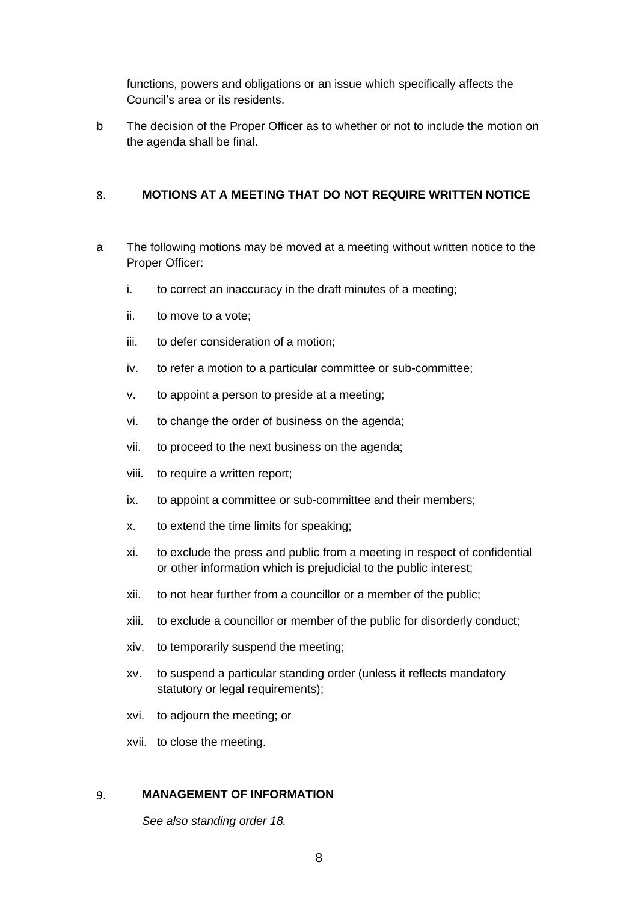functions, powers and obligations or an issue which specifically affects the Council's area or its residents.

b The decision of the Proper Officer as to whether or not to include the motion on the agenda shall be final.

## 8. MOTIONS AT A MEETING THAT DO NOT REQUIRE WRITTEN NOTICE

a The following motions may be moved at a meeting without written notice to the Proper Officer:

i. to correct an inaccuracy in the draft minutes of a meeting;

ii. to move to a vote;

iii. to defer consideration of a motion;

iv. to refer a motion to a particular committee or sub-committee;

v. to appoint a person to preside at a meeting;

vi. to change the order of business on the agenda;

vii. to proceed to the next business on the agenda;

viii. to require a written report;

ix. to appoint a committee or sub-committee and their members;

x. to extend the time limits for speaking;

xi. to exclude the press and public from a meeting in respect of confidential or other information which is prejudicial to the public interest;

xii. to not hear further from a councillor or a member of the public;

xiii. to exclude a councillor or member of the public for disorderly conduct;

xiv. to temporarily suspend the meeting;

xv. to suspend a particular standing order (unless it reflects mandatory statutory or legal requirements);

xvi. to adjourn the meeting; or

xvii. to close the meeting.

## 9. MANAGEMENT OF INFORMATION

*See also standing order 18.*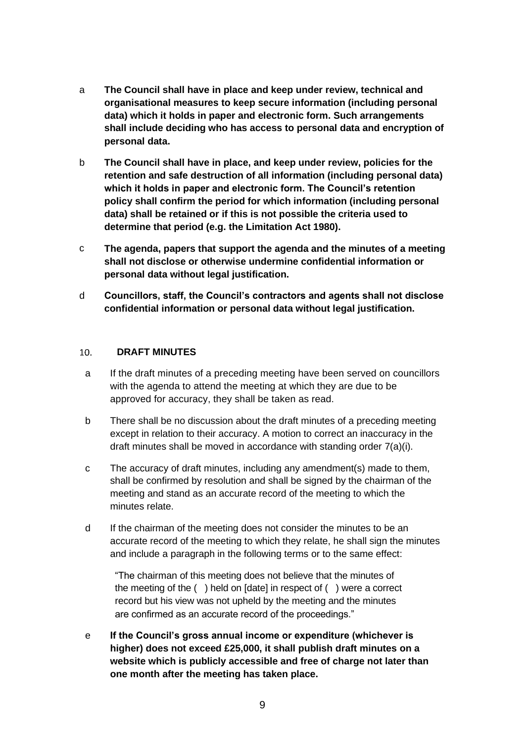a **The Council shall have in place and keep under review, technical and organisational measures to keep secure information (including personal data) which it holds in paper and electronic form. Such arrangements shall include deciding who has access to personal data and encryption of personal data.**

b **The Council shall have in place, and keep under review, policies for the retention and safe destruction of all information (including personal data) which it holds in paper and electronic form. The Council's retention policy shall confirm the period for which information (including personal data) shall be retained or if this is not possible the criteria used to determine that period (e.g. the Limitation Act 1980).**

c **The agenda, papers that support the agenda and the minutes of a meeting shall not disclose or otherwise undermine confidential information or personal data without legal justification.**

d **Councillors, staff, the Council's contractors and agents shall not disclose confidential information or personal data without legal justification.**

## 10. DRAFT MINUTES

a If the draft minutes of a preceding meeting have been served on councillors with the agenda to attend the meeting at which they are due to be approved for accuracy, they shall be taken as read.

b There shall be no discussion about the draft minutes of a preceding meeting except in relation to their accuracy. A motion to correct an inaccuracy in the draft minutes shall be moved in accordance with standing order 7(a)(i).

c The accuracy of draft minutes, including any amendment(s) made to them, shall be confirmed by resolution and shall be signed by the chairman of the meeting and stand as an accurate record of the meeting to which the minutes relate.

d If the chairman of the meeting does not consider the minutes to be an accurate record of the meeting to which they relate, he shall sign the minutes and include a paragraph in the following terms or to the same effect:

> "The chairman of this meeting does not believe that the minutes of the meeting of the ( ) held on [date] in respect of ( ) were a correct record but his view was not upheld by the meeting and the minutes are confirmed as an accurate record of the proceedings."

e **If the Council's gross annual income or expenditure (whichever is higher) does not exceed £25,000, it shall publish draft minutes on a website which is publicly accessible and free of charge not later than one month after the meeting has taken place.**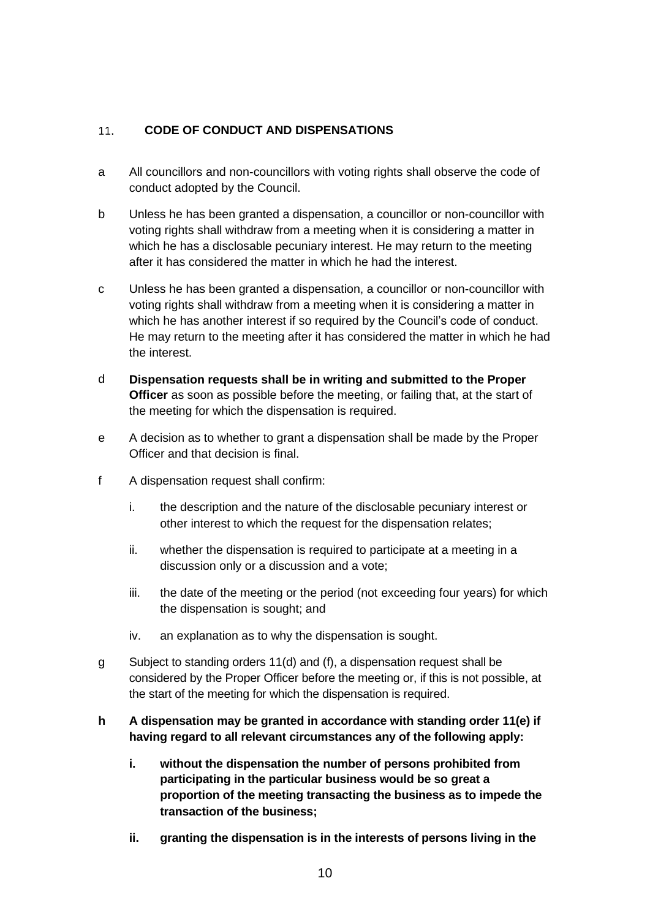## 11. CODE OF CONDUCT AND DISPENSATIONS

a All councillors and non-councillors with voting rights shall observe the code of conduct adopted by the Council.

b Unless he has been granted a dispensation, a councillor or non-councillor with voting rights shall withdraw from a meeting when it is considering a matter in which he has a disclosable pecuniary interest. He may return to the meeting after it has considered the matter in which he had the interest.

c Unless he has been granted a dispensation, a councillor or non-councillor with voting rights shall withdraw from a meeting when it is considering a matter in which he has another interest if so required by the Council's code of conduct. He may return to the meeting after it has considered the matter in which he had the interest.

d **Dispensation requests shall be in writing and submitted to the Proper Officer** as soon as possible before the meeting, or failing that, at the start of the meeting for which the dispensation is required.

e A decision as to whether to grant a dispensation shall be made by the Proper Officer and that decision is final.

f A dispensation request shall confirm:

- i. the description and the nature of the disclosable pecuniary interest or other interest to which the request for the dispensation relates;
- ii. whether the dispensation is required to participate at a meeting in a discussion only or a discussion and a vote;
- iii. the date of the meeting or the period (not exceeding four years) for which the dispensation is sought; and
- iv. an explanation as to why the dispensation is sought.

g Subject to standing orders 11(d) and (f), a dispensation request shall be considered by the Proper Officer before the meeting or, if this is not possible, at the start of the meeting for which the dispensation is required.

**h A dispensation may be granted in accordance with standing order 11(e) if having regard to all relevant circumstances any of the following apply:**

- **i. without the dispensation the number of persons prohibited from participating in the particular business would be so great a proportion of the meeting transacting the business as to impede the transaction of the business;**
- **ii. granting the dispensation is in the interests of persons living in the**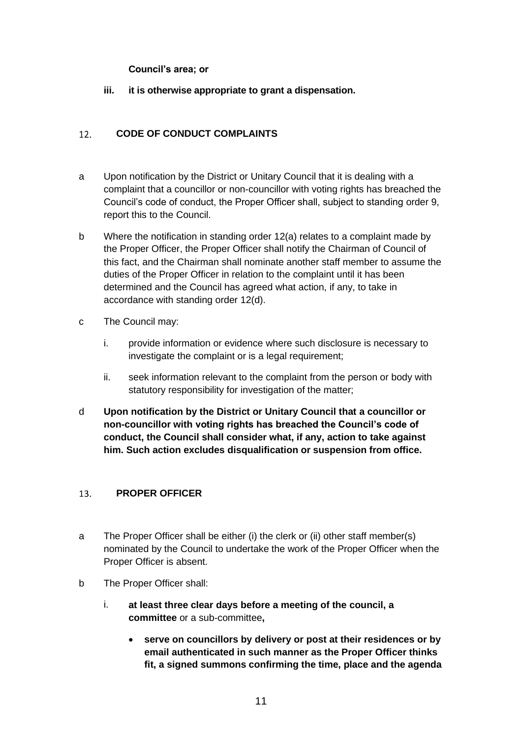**Council's area; or**

**iii. it is otherwise appropriate to grant a dispensation.**

## 12. CODE OF CONDUCT COMPLAINTS

a Upon notification by the District or Unitary Council that it is dealing with a complaint that a councillor or non-councillor with voting rights has breached the Council's code of conduct, the Proper Officer shall, subject to standing order 9, report this to the Council.

b Where the notification in standing order 12(a) relates to a complaint made by the Proper Officer, the Proper Officer shall notify the Chairman of Council of this fact, and the Chairman shall nominate another staff member to assume the duties of the Proper Officer in relation to the complaint until it has been determined and the Council has agreed what action, if any, to take in accordance with standing order 12(d).

c The Council may:

   i. provide information or evidence where such disclosure is necessary to investigate the complaint or is a legal requirement;

   ii. seek information relevant to the complaint from the person or body with statutory responsibility for investigation of the matter;

d **Upon notification by the District or Unitary Council that a councillor or non-councillor with voting rights has breached the Council's code of conduct, the Council shall consider what, if any, action to take against him. Such action excludes disqualification or suspension from office.**

## 13. PROPER OFFICER

a The Proper Officer shall be either (i) the clerk or (ii) other staff member(s) nominated by the Council to undertake the work of the Proper Officer when the Proper Officer is absent.

b The Proper Officer shall:

   i. **at least three clear days before a meeting of the council, a committee** or a sub-committee**,**

   - **serve on councillors by delivery or post at their residences or by email authenticated in such manner as the Proper Officer thinks fit, a signed summons confirming the time, place and the agenda**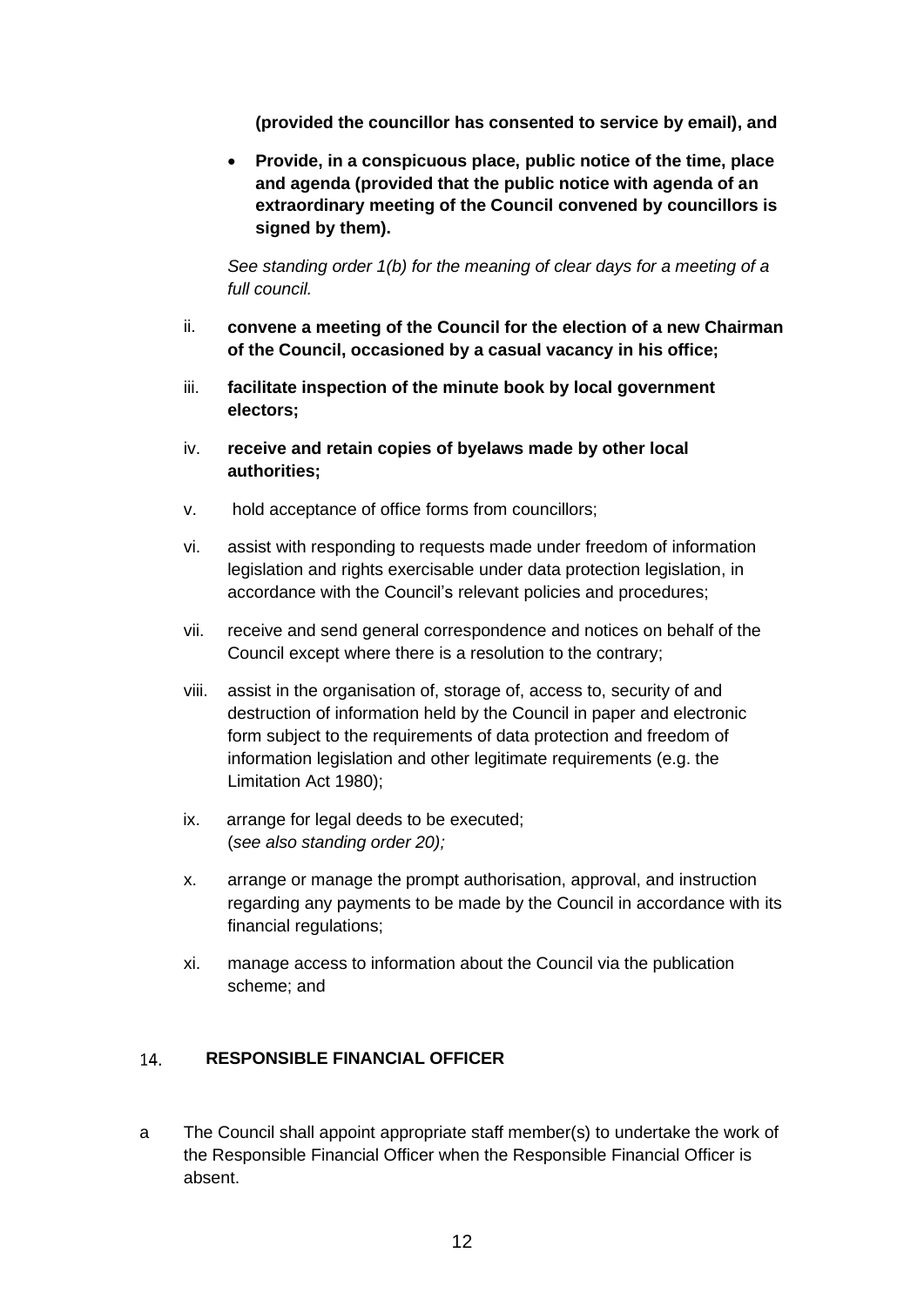**(provided the councillor has consented to service by email), and**

- **Provide, in a conspicuous place, public notice of the time, place and agenda (provided that the public notice with agenda of an extraordinary meeting of the Council convened by councillors is signed by them).**

*See standing order 1(b) for the meaning of clear days for a meeting of a full council.*

ii. **convene a meeting of the Council for the election of a new Chairman of the Council, occasioned by a casual vacancy in his office;**

iii. **facilitate inspection of the minute book by local government electors;**

iv. **receive and retain copies of byelaws made by other local authorities;**

v. hold acceptance of office forms from councillors;

vi. assist with responding to requests made under freedom of information legislation and rights exercisable under data protection legislation, in accordance with the Council's relevant policies and procedures;

vii. receive and send general correspondence and notices on behalf of the Council except where there is a resolution to the contrary;

viii. assist in the organisation of, storage of, access to, security of and destruction of information held by the Council in paper and electronic form subject to the requirements of data protection and freedom of information legislation and other legitimate requirements (e.g. the Limitation Act 1980);

ix. arrange for legal deeds to be executed; (*see also standing order 20);*

x. arrange or manage the prompt authorisation, approval, and instruction regarding any payments to be made by the Council in accordance with its financial regulations;

xi. manage access to information about the Council via the publication scheme; and

## 14. RESPONSIBLE FINANCIAL OFFICER

a The Council shall appoint appropriate staff member(s) to undertake the work of the Responsible Financial Officer when the Responsible Financial Officer is absent.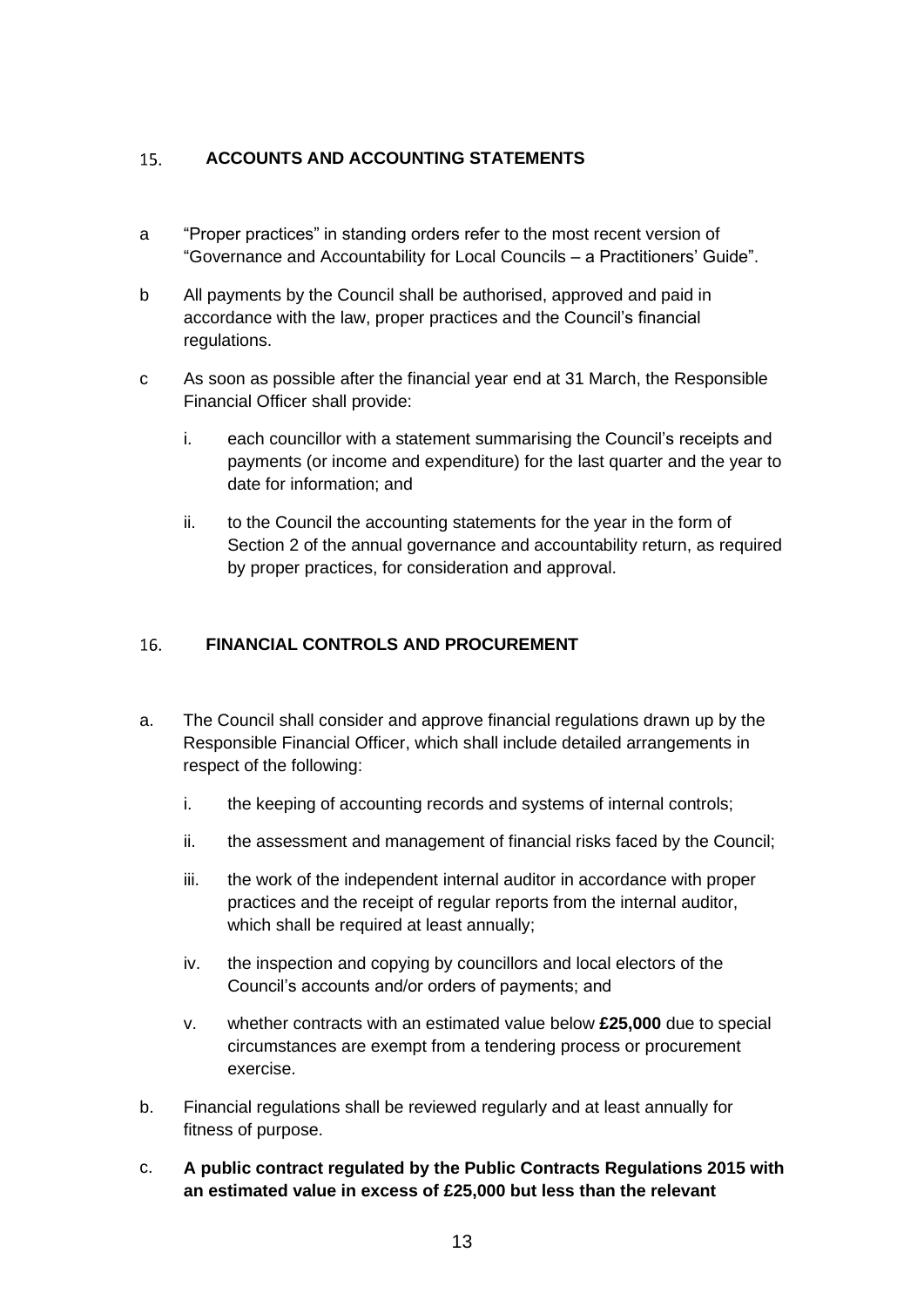## 15. ACCOUNTS AND ACCOUNTING STATEMENTS

a "Proper practices" in standing orders refer to the most recent version of "Governance and Accountability for Local Councils – a Practitioners' Guide".

b All payments by the Council shall be authorised, approved and paid in accordance with the law, proper practices and the Council's financial regulations.

c As soon as possible after the financial year end at 31 March, the Responsible Financial Officer shall provide:

   i. each councillor with a statement summarising the Council's receipts and payments (or income and expenditure) for the last quarter and the year to date for information; and

   ii. to the Council the accounting statements for the year in the form of Section 2 of the annual governance and accountability return, as required by proper practices, for consideration and approval.

## 16. FINANCIAL CONTROLS AND PROCUREMENT

a. The Council shall consider and approve financial regulations drawn up by the Responsible Financial Officer, which shall include detailed arrangements in respect of the following:

   i. the keeping of accounting records and systems of internal controls;

   ii. the assessment and management of financial risks faced by the Council;

   iii. the work of the independent internal auditor in accordance with proper practices and the receipt of regular reports from the internal auditor, which shall be required at least annually;

   iv. the inspection and copying by councillors and local electors of the Council's accounts and/or orders of payments; and

   v. whether contracts with an estimated value below **£25,000** due to special circumstances are exempt from a tendering process or procurement exercise.

b. Financial regulations shall be reviewed regularly and at least annually for fitness of purpose.

c. **A public contract regulated by the Public Contracts Regulations 2015 with an estimated value in excess of £25,000 but less than the relevant**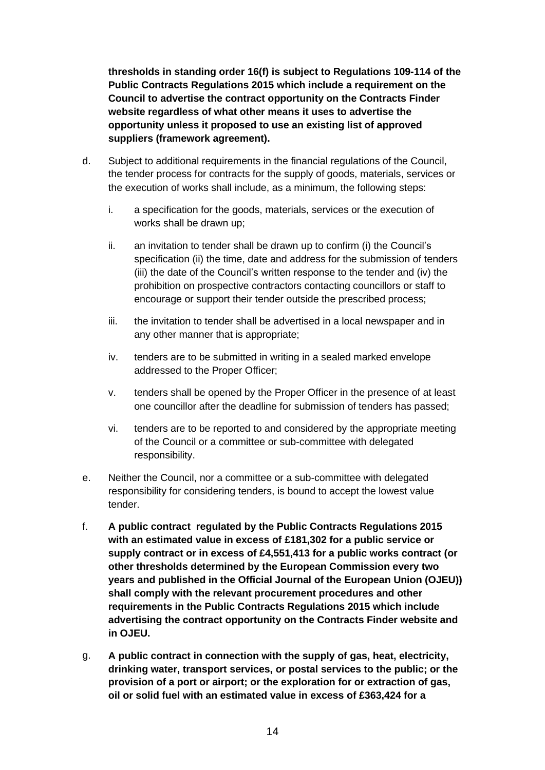**thresholds in standing order 16(f) is subject to Regulations 109-114 of the Public Contracts Regulations 2015 which include a requirement on the Council to advertise the contract opportunity on the Contracts Finder website regardless of what other means it uses to advertise the opportunity unless it proposed to use an existing list of approved suppliers (framework agreement).**

d. Subject to additional requirements in the financial regulations of the Council, the tender process for contracts for the supply of goods, materials, services or the execution of works shall include, as a minimum, the following steps:

   i. a specification for the goods, materials, services or the execution of works shall be drawn up;

   ii. an invitation to tender shall be drawn up to confirm (i) the Council's specification (ii) the time, date and address for the submission of tenders (iii) the date of the Council's written response to the tender and (iv) the prohibition on prospective contractors contacting councillors or staff to encourage or support their tender outside the prescribed process;

   iii. the invitation to tender shall be advertised in a local newspaper and in any other manner that is appropriate;

   iv. tenders are to be submitted in writing in a sealed marked envelope addressed to the Proper Officer;

   v. tenders shall be opened by the Proper Officer in the presence of at least one councillor after the deadline for submission of tenders has passed;

   vi. tenders are to be reported to and considered by the appropriate meeting of the Council or a committee or sub-committee with delegated responsibility.

e. Neither the Council, nor a committee or a sub-committee with delegated responsibility for considering tenders, is bound to accept the lowest value tender.

f. **A public contract regulated by the Public Contracts Regulations 2015 with an estimated value in excess of £181,302 for a public service or supply contract or in excess of £4,551,413 for a public works contract (or other thresholds determined by the European Commission every two years and published in the Official Journal of the European Union (OJEU)) shall comply with the relevant procurement procedures and other requirements in the Public Contracts Regulations 2015 which include advertising the contract opportunity on the Contracts Finder website and in OJEU.**

g. **A public contract in connection with the supply of gas, heat, electricity, drinking water, transport services, or postal services to the public; or the provision of a port or airport; or the exploration for or extraction of gas, oil or solid fuel with an estimated value in excess of £363,424 for a**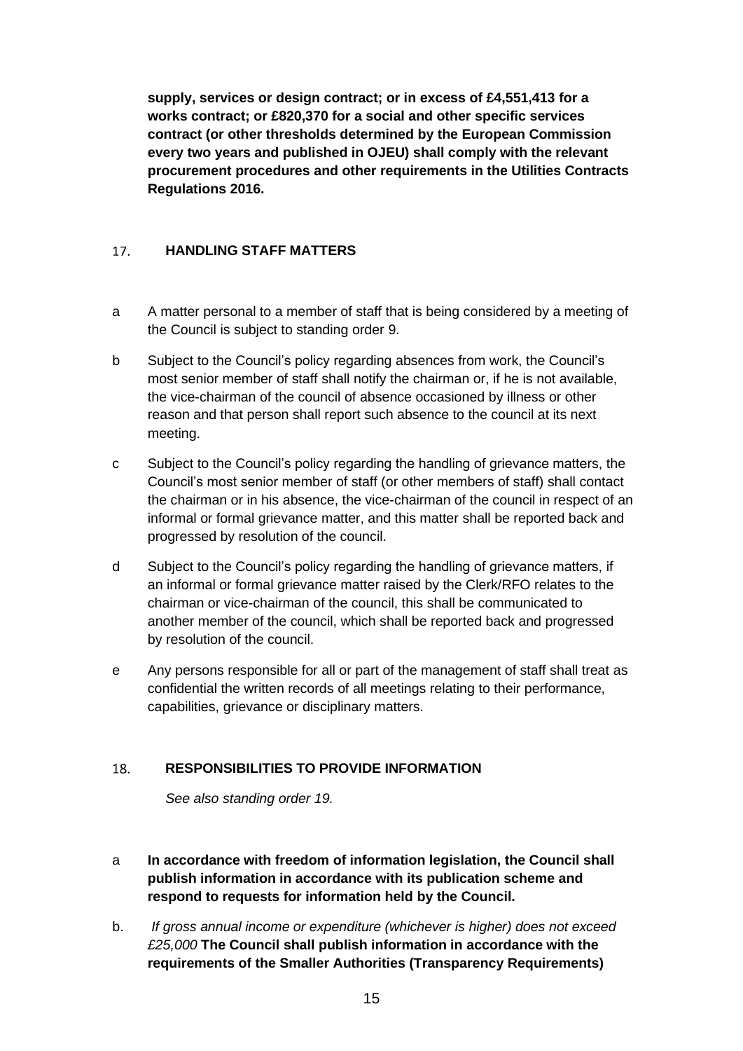**supply, services or design contract; or in excess of £4,551,413 for a works contract; or £820,370 for a social and other specific services contract (or other thresholds determined by the European Commission every two years and published in OJEU) shall comply with the relevant procurement procedures and other requirements in the Utilities Contracts Regulations 2016.**

## 17. HANDLING STAFF MATTERS

a A matter personal to a member of staff that is being considered by a meeting of the Council is subject to standing order 9.

b Subject to the Council's policy regarding absences from work, the Council's most senior member of staff shall notify the chairman or, if he is not available, the vice-chairman of the council of absence occasioned by illness or other reason and that person shall report such absence to the council at its next meeting.

c Subject to the Council's policy regarding the handling of grievance matters, the Council's most senior member of staff (or other members of staff) shall contact the chairman or in his absence, the vice-chairman of the council in respect of an informal or formal grievance matter, and this matter shall be reported back and progressed by resolution of the council.

d Subject to the Council's policy regarding the handling of grievance matters, if an informal or formal grievance matter raised by the Clerk/RFO relates to the chairman or vice-chairman of the council, this shall be communicated to another member of the council, which shall be reported back and progressed by resolution of the council.

e Any persons responsible for all or part of the management of staff shall treat as confidential the written records of all meetings relating to their performance, capabilities, grievance or disciplinary matters.

## 18. RESPONSIBILITIES TO PROVIDE INFORMATION

*See also standing order 19.*

a **In accordance with freedom of information legislation, the Council shall publish information in accordance with its publication scheme and respond to requests for information held by the Council.**

b. *If gross annual income or expenditure (whichever is higher) does not exceed £25,000* **The Council shall publish information in accordance with the requirements of the Smaller Authorities (Transparency Requirements)**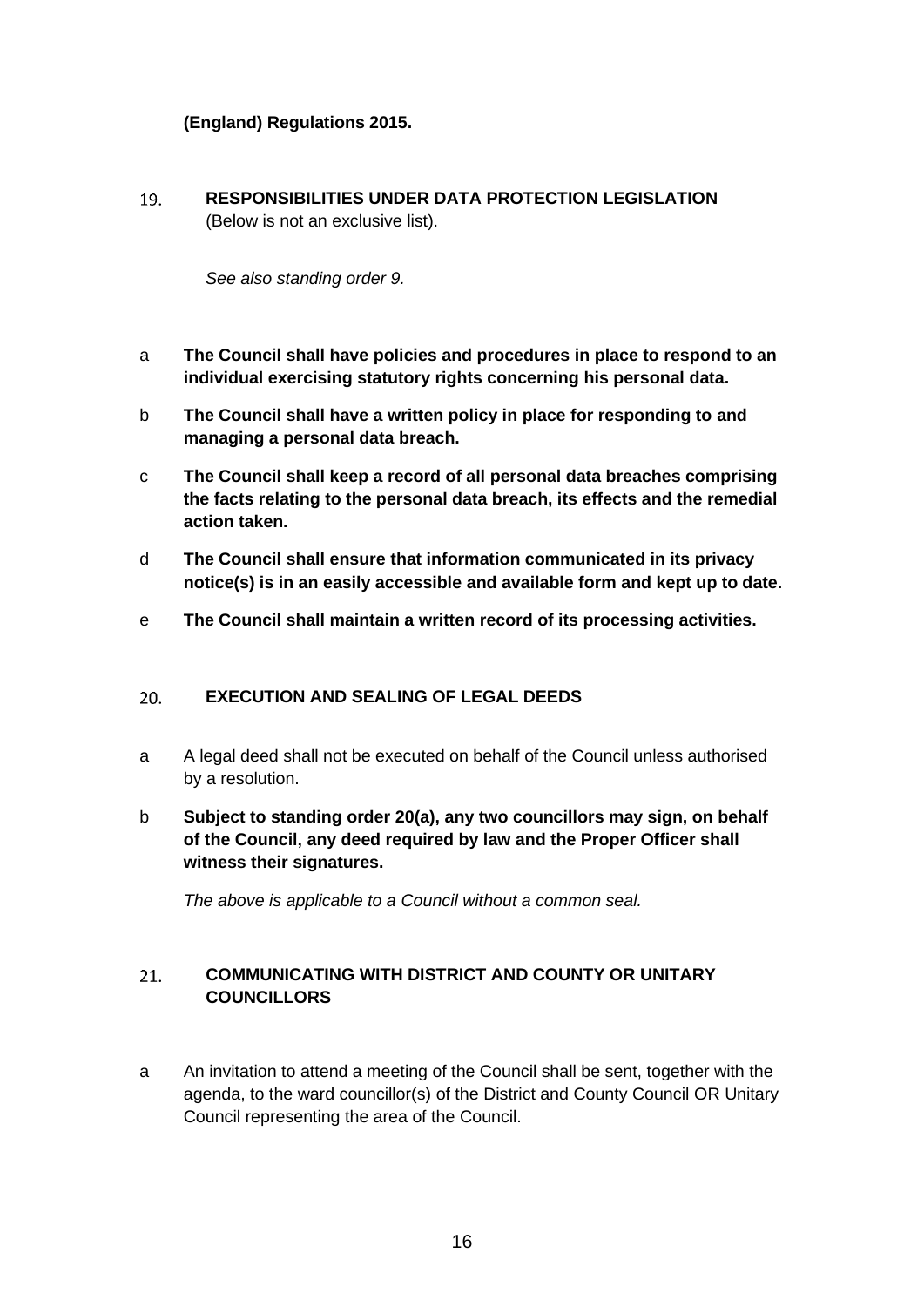**(England) Regulations 2015.**

## 19. RESPONSIBILITIES UNDER DATA PROTECTION LEGISLATION

(Below is not an exclusive list).

*See also standing order 9.*

a **The Council shall have policies and procedures in place to respond to an individual exercising statutory rights concerning his personal data.**

b **The Council shall have a written policy in place for responding to and managing a personal data breach.**

c **The Council shall keep a record of all personal data breaches comprising the facts relating to the personal data breach, its effects and the remedial action taken.**

d **The Council shall ensure that information communicated in its privacy notice(s) is in an easily accessible and available form and kept up to date.**

e **The Council shall maintain a written record of its processing activities.**

## 20. EXECUTION AND SEALING OF LEGAL DEEDS

a A legal deed shall not be executed on behalf of the Council unless authorised by a resolution.

b **Subject to standing order 20(a), any two councillors may sign, on behalf of the Council, any deed required by law and the Proper Officer shall witness their signatures.**

*The above is applicable to a Council without a common seal.*

## 21. COMMUNICATING WITH DISTRICT AND COUNTY OR UNITARY COUNCILLORS

a An invitation to attend a meeting of the Council shall be sent, together with the agenda, to the ward councillor(s) of the District and County Council OR Unitary Council representing the area of the Council.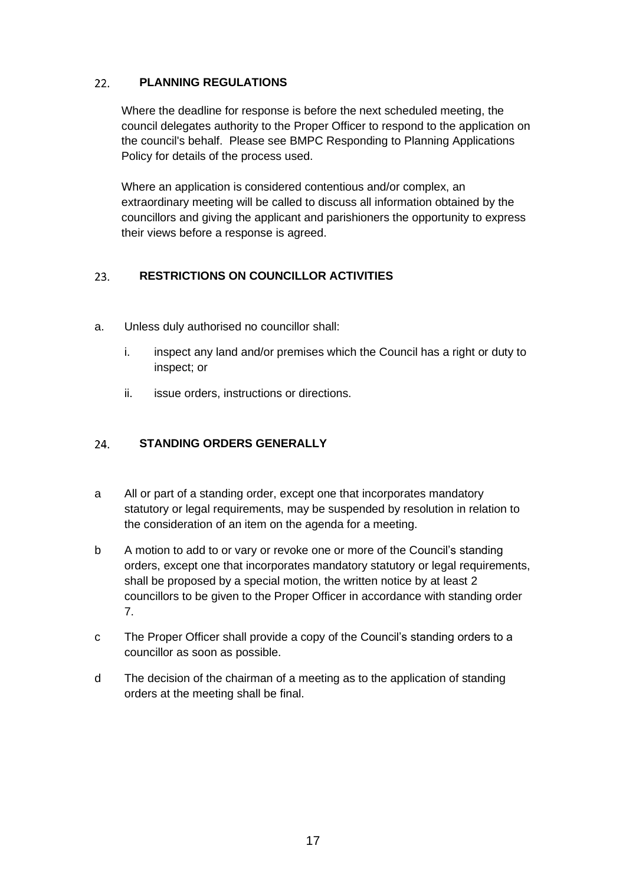## 22. PLANNING REGULATIONS

Where the deadline for response is before the next scheduled meeting, the council delegates authority to the Proper Officer to respond to the application on the council's behalf. Please see BMPC Responding to Planning Applications Policy for details of the process used.

Where an application is considered contentious and/or complex, an extraordinary meeting will be called to discuss all information obtained by the councillors and giving the applicant and parishioners the opportunity to express their views before a response is agreed.

## 23. RESTRICTIONS ON COUNCILLOR ACTIVITIES

a. Unless duly authorised no councillor shall:

   i. inspect any land and/or premises which the Council has a right or duty to inspect; or

   ii. issue orders, instructions or directions.

## 24. STANDING ORDERS GENERALLY

a All or part of a standing order, except one that incorporates mandatory statutory or legal requirements, may be suspended by resolution in relation to the consideration of an item on the agenda for a meeting.

b A motion to add to or vary or revoke one or more of the Council's standing orders, except one that incorporates mandatory statutory or legal requirements, shall be proposed by a special motion, the written notice by at least 2 councillors to be given to the Proper Officer in accordance with standing order 7.

c The Proper Officer shall provide a copy of the Council's standing orders to a councillor as soon as possible.

d The decision of the chairman of a meeting as to the application of standing orders at the meeting shall be final.